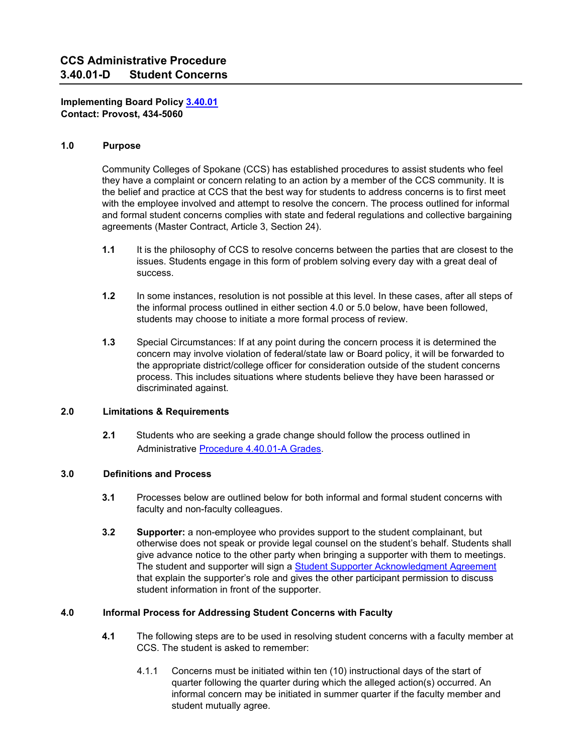# CCS Administrative Procedure
# 3.40.01-D Student Concerns

**Implementing Board Policy [3.40.01]**
**Contact: Provost, 434-5060**

## 1.0 Purpose

Community Colleges of Spokane (CCS) has established procedures to assist students who feel they have a complaint or concern relating to an action by a member of the CCS community. It is the belief and practice at CCS that the best way for students to address concerns is to first meet with the employee involved and attempt to resolve the concern. The process outlined for informal and formal student concerns complies with state and federal regulations and collective bargaining agreements (Master Contract, Article 3, Section 24).

**1.1** It is the philosophy of CCS to resolve concerns between the parties that are closest to the issues. Students engage in this form of problem solving every day with a great deal of success.

**1.2** In some instances, resolution is not possible at this level. In these cases, after all steps of the informal process outlined in either section 4.0 or 5.0 below, have been followed, students may choose to initiate a more formal process of review.

**1.3** Special Circumstances: If at any point during the concern process it is determined the concern may involve violation of federal/state law or Board policy, it will be forwarded to the appropriate district/college officer for consideration outside of the student concerns process. This includes situations where students believe they have been harassed or discriminated against.

## 2.0 Limitations & Requirements

**2.1** Students who are seeking a grade change should follow the process outlined in Administrative [Procedure 4.40.01-A Grades].

## 3.0 Definitions and Process

**3.1** Processes below are outlined below for both informal and formal student concerns with faculty and non-faculty colleagues.

**3.2** **Supporter:** a non-employee who provides support to the student complainant, but otherwise does not speak or provide legal counsel on the student's behalf. Students shall give advance notice to the other party when bringing a supporter with them to meetings. The student and supporter will sign a [Student Supporter Acknowledgment Agreement] that explain the supporter's role and gives the other participant permission to discuss student information in front of the supporter.

## 4.0 Informal Process for Addressing Student Concerns with Faculty

**4.1** The following steps are to be used in resolving student concerns with a faculty member at CCS. The student is asked to remember:

4.1.1 Concerns must be initiated within ten (10) instructional days of the start of quarter following the quarter during which the alleged action(s) occurred. An informal concern may be initiated in summer quarter if the faculty member and student mutually agree.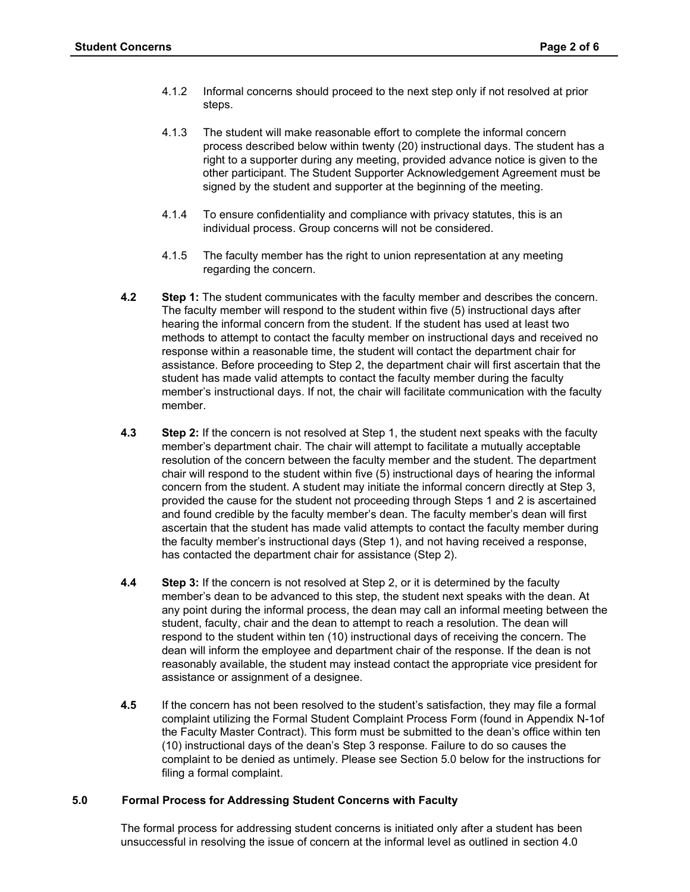4.1.2 Informal concerns should proceed to the next step only if not resolved at prior steps.

4.1.3 The student will make reasonable effort to complete the informal concern process described below within twenty (20) instructional days. The student has a right to a supporter during any meeting, provided advance notice is given to the other participant. The Student Supporter Acknowledgement Agreement must be signed by the student and supporter at the beginning of the meeting.

4.1.4 To ensure confidentiality and compliance with privacy statutes, this is an individual process. Group concerns will not be considered.

4.1.5 The faculty member has the right to union representation at any meeting regarding the concern.

**4.2** **Step 1:** The student communicates with the faculty member and describes the concern. The faculty member will respond to the student within five (5) instructional days after hearing the informal concern from the student. If the student has used at least two methods to attempt to contact the faculty member on instructional days and received no response within a reasonable time, the student will contact the department chair for assistance. Before proceeding to Step 2, the department chair will first ascertain that the student has made valid attempts to contact the faculty member during the faculty member's instructional days. If not, the chair will facilitate communication with the faculty member.

**4.3** **Step 2:** If the concern is not resolved at Step 1, the student next speaks with the faculty member's department chair. The chair will attempt to facilitate a mutually acceptable resolution of the concern between the faculty member and the student. The department chair will respond to the student within five (5) instructional days of hearing the informal concern from the student. A student may initiate the informal concern directly at Step 3, provided the cause for the student not proceeding through Steps 1 and 2 is ascertained and found credible by the faculty member's dean. The faculty member's dean will first ascertain that the student has made valid attempts to contact the faculty member during the faculty member's instructional days (Step 1), and not having received a response, has contacted the department chair for assistance (Step 2).

**4.4** **Step 3:** If the concern is not resolved at Step 2, or it is determined by the faculty member's dean to be advanced to this step, the student next speaks with the dean. At any point during the informal process, the dean may call an informal meeting between the student, faculty, chair and the dean to attempt to reach a resolution. The dean will respond to the student within ten (10) instructional days of receiving the concern. The dean will inform the employee and department chair of the response. If the dean is not reasonably available, the student may instead contact the appropriate vice president for assistance or assignment of a designee.

**4.5** If the concern has not been resolved to the student's satisfaction, they may file a formal complaint utilizing the Formal Student Complaint Process Form (found in Appendix N-1of the Faculty Master Contract). This form must be submitted to the dean's office within ten (10) instructional days of the dean's Step 3 response. Failure to do so causes the complaint to be denied as untimely. Please see Section 5.0 below for the instructions for filing a formal complaint.

## 5.0 Formal Process for Addressing Student Concerns with Faculty

The formal process for addressing student concerns is initiated only after a student has been unsuccessful in resolving the issue of concern at the informal level as outlined in section 4.0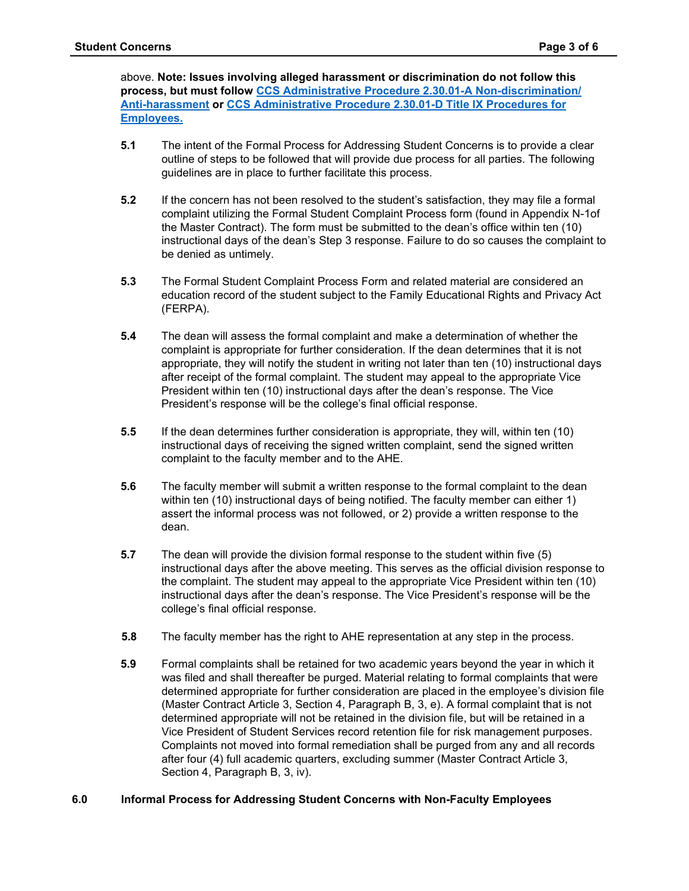above. **Note: Issues involving alleged harassment or discrimination do not follow this process, but must follow [CCS Administrative Procedure 2.30.01-A Non-discrimination/ Anti-harassment]() or [CCS Administrative Procedure 2.30.01-D Title IX Procedures for Employees.]()**

**5.1** The intent of the Formal Process for Addressing Student Concerns is to provide a clear outline of steps to be followed that will provide due process for all parties. The following guidelines are in place to further facilitate this process.

**5.2** If the concern has not been resolved to the student's satisfaction, they may file a formal complaint utilizing the Formal Student Complaint Process form (found in Appendix N-1of the Master Contract). The form must be submitted to the dean's office within ten (10) instructional days of the dean's Step 3 response. Failure to do so causes the complaint to be denied as untimely.

**5.3** The Formal Student Complaint Process Form and related material are considered an education record of the student subject to the Family Educational Rights and Privacy Act (FERPA).

**5.4** The dean will assess the formal complaint and make a determination of whether the complaint is appropriate for further consideration. If the dean determines that it is not appropriate, they will notify the student in writing not later than ten (10) instructional days after receipt of the formal complaint. The student may appeal to the appropriate Vice President within ten (10) instructional days after the dean's response. The Vice President's response will be the college's final official response.

**5.5** If the dean determines further consideration is appropriate, they will, within ten (10) instructional days of receiving the signed written complaint, send the signed written complaint to the faculty member and to the AHE.

**5.6** The faculty member will submit a written response to the formal complaint to the dean within ten (10) instructional days of being notified. The faculty member can either 1) assert the informal process was not followed, or 2) provide a written response to the dean.

**5.7** The dean will provide the division formal response to the student within five (5) instructional days after the above meeting. This serves as the official division response to the complaint. The student may appeal to the appropriate Vice President within ten (10) instructional days after the dean's response. The Vice President's response will be the college's final official response.

**5.8** The faculty member has the right to AHE representation at any step in the process.

**5.9** Formal complaints shall be retained for two academic years beyond the year in which it was filed and shall thereafter be purged. Material relating to formal complaints that were determined appropriate for further consideration are placed in the employee's division file (Master Contract Article 3, Section 4, Paragraph B, 3, e). A formal complaint that is not determined appropriate will not be retained in the division file, but will be retained in a Vice President of Student Services record retention file for risk management purposes. Complaints not moved into formal remediation shall be purged from any and all records after four (4) full academic quarters, excluding summer (Master Contract Article 3, Section 4, Paragraph B, 3, iv).

## 6.0 Informal Process for Addressing Student Concerns with Non-Faculty Employees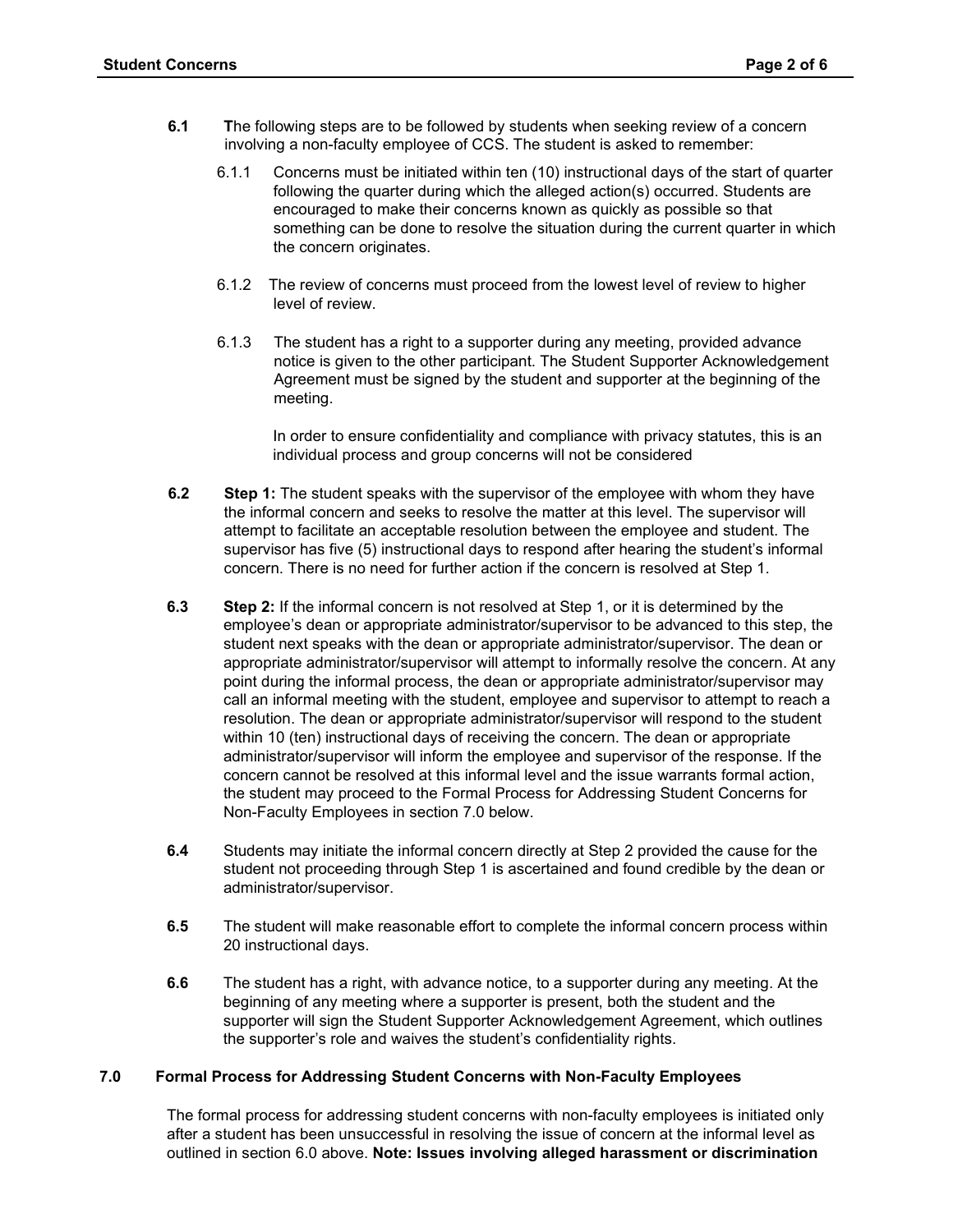**6.1** The following steps are to be followed by students when seeking review of a concern involving a non-faculty employee of CCS. The student is asked to remember:

6.1.1 Concerns must be initiated within ten (10) instructional days of the start of quarter following the quarter during which the alleged action(s) occurred. Students are encouraged to make their concerns known as quickly as possible so that something can be done to resolve the situation during the current quarter in which the concern originates.

6.1.2 The review of concerns must proceed from the lowest level of review to higher level of review.

6.1.3 The student has a right to a supporter during any meeting, provided advance notice is given to the other participant. The Student Supporter Acknowledgement Agreement must be signed by the student and supporter at the beginning of the meeting.

In order to ensure confidentiality and compliance with privacy statutes, this is an individual process and group concerns will not be considered

**6.2** **Step 1:** The student speaks with the supervisor of the employee with whom they have the informal concern and seeks to resolve the matter at this level. The supervisor will attempt to facilitate an acceptable resolution between the employee and student. The supervisor has five (5) instructional days to respond after hearing the student's informal concern. There is no need for further action if the concern is resolved at Step 1.

**6.3** **Step 2:** If the informal concern is not resolved at Step 1, or it is determined by the employee's dean or appropriate administrator/supervisor to be advanced to this step, the student next speaks with the dean or appropriate administrator/supervisor. The dean or appropriate administrator/supervisor will attempt to informally resolve the concern. At any point during the informal process, the dean or appropriate administrator/supervisor may call an informal meeting with the student, employee and supervisor to attempt to reach a resolution. The dean or appropriate administrator/supervisor will respond to the student within 10 (ten) instructional days of receiving the concern. The dean or appropriate administrator/supervisor will inform the employee and supervisor of the response. If the concern cannot be resolved at this informal level and the issue warrants formal action, the student may proceed to the Formal Process for Addressing Student Concerns for Non-Faculty Employees in section 7.0 below.

**6.4** Students may initiate the informal concern directly at Step 2 provided the cause for the student not proceeding through Step 1 is ascertained and found credible by the dean or administrator/supervisor.

**6.5** The student will make reasonable effort to complete the informal concern process within 20 instructional days.

**6.6** The student has a right, with advance notice, to a supporter during any meeting. At the beginning of any meeting where a supporter is present, both the student and the supporter will sign the Student Supporter Acknowledgement Agreement, which outlines the supporter's role and waives the student's confidentiality rights.

## 7.0 Formal Process for Addressing Student Concerns with Non-Faculty Employees

The formal process for addressing student concerns with non-faculty employees is initiated only after a student has been unsuccessful in resolving the issue of concern at the informal level as outlined in section 6.0 above. **Note: Issues involving alleged harassment or discrimination**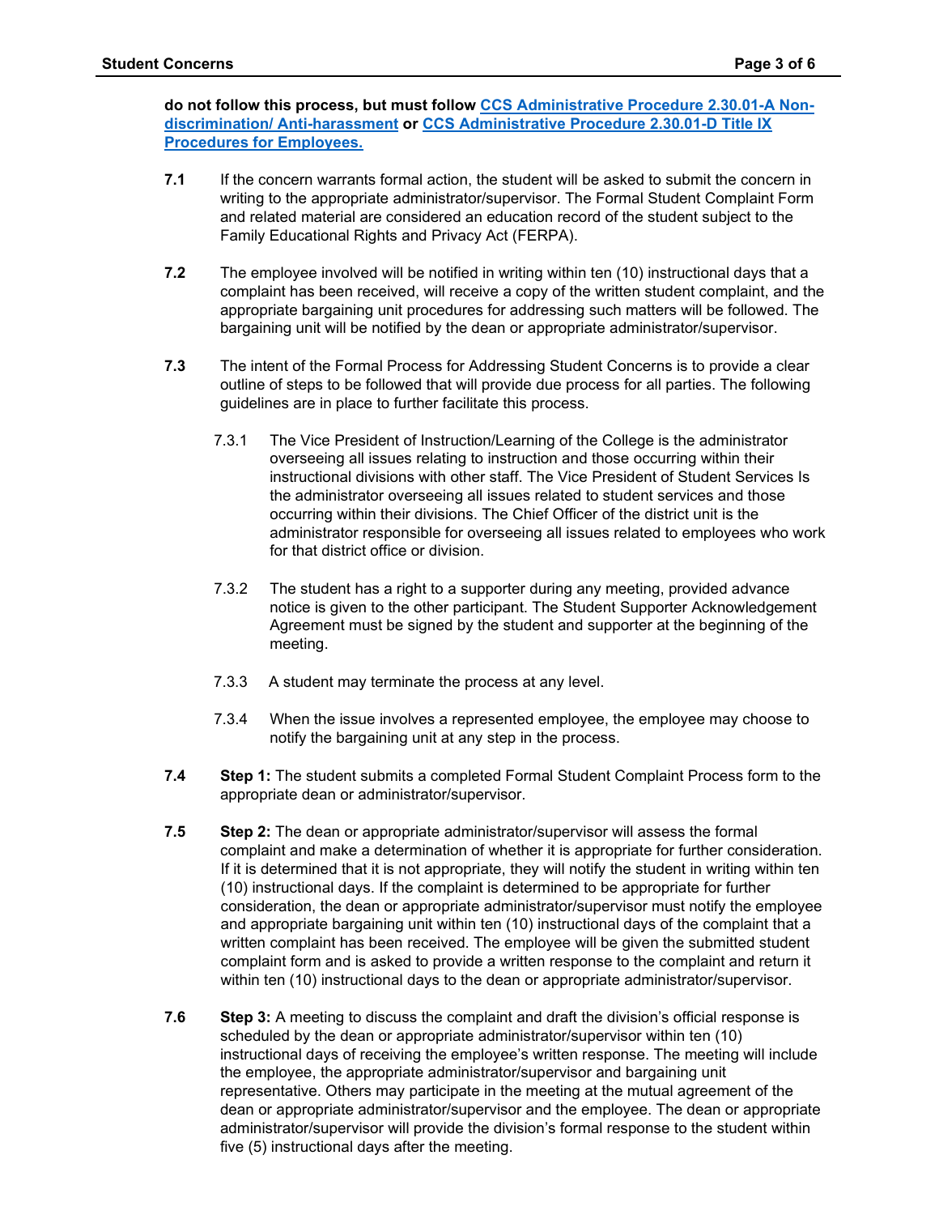**do not follow this process, but must follow [CCS Administrative Procedure 2.30.01-A Non-discrimination/ Anti-harassment]() or [CCS Administrative Procedure 2.30.01-D Title IX Procedures for Employees.]()**

**7.1** If the concern warrants formal action, the student will be asked to submit the concern in writing to the appropriate administrator/supervisor. The Formal Student Complaint Form and related material are considered an education record of the student subject to the Family Educational Rights and Privacy Act (FERPA).

**7.2** The employee involved will be notified in writing within ten (10) instructional days that a complaint has been received, will receive a copy of the written student complaint, and the appropriate bargaining unit procedures for addressing such matters will be followed. The bargaining unit will be notified by the dean or appropriate administrator/supervisor.

**7.3** The intent of the Formal Process for Addressing Student Concerns is to provide a clear outline of steps to be followed that will provide due process for all parties. The following guidelines are in place to further facilitate this process.

7.3.1 The Vice President of Instruction/Learning of the College is the administrator overseeing all issues relating to instruction and those occurring within their instructional divisions with other staff. The Vice President of Student Services Is the administrator overseeing all issues related to student services and those occurring within their divisions. The Chief Officer of the district unit is the administrator responsible for overseeing all issues related to employees who work for that district office or division.

7.3.2 The student has a right to a supporter during any meeting, provided advance notice is given to the other participant. The Student Supporter Acknowledgement Agreement must be signed by the student and supporter at the beginning of the meeting.

7.3.3 A student may terminate the process at any level.

7.3.4 When the issue involves a represented employee, the employee may choose to notify the bargaining unit at any step in the process.

**7.4** **Step 1:** The student submits a completed Formal Student Complaint Process form to the appropriate dean or administrator/supervisor.

**7.5** **Step 2:** The dean or appropriate administrator/supervisor will assess the formal complaint and make a determination of whether it is appropriate for further consideration. If it is determined that it is not appropriate, they will notify the student in writing within ten (10) instructional days. If the complaint is determined to be appropriate for further consideration, the dean or appropriate administrator/supervisor must notify the employee and appropriate bargaining unit within ten (10) instructional days of the complaint that a written complaint has been received. The employee will be given the submitted student complaint form and is asked to provide a written response to the complaint and return it within ten (10) instructional days to the dean or appropriate administrator/supervisor.

**7.6** **Step 3:** A meeting to discuss the complaint and draft the division's official response is scheduled by the dean or appropriate administrator/supervisor within ten (10) instructional days of receiving the employee's written response. The meeting will include the employee, the appropriate administrator/supervisor and bargaining unit representative. Others may participate in the meeting at the mutual agreement of the dean or appropriate administrator/supervisor and the employee. The dean or appropriate administrator/supervisor will provide the division's formal response to the student within five (5) instructional days after the meeting.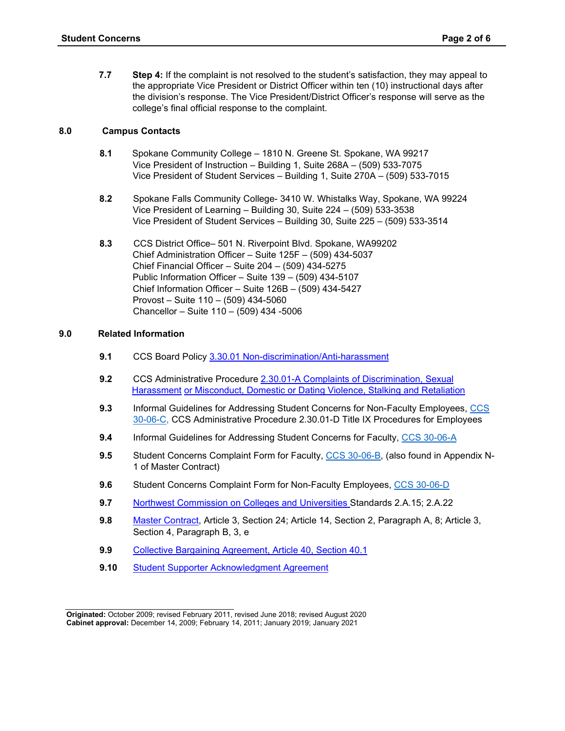**7.7** **Step 4:** If the complaint is not resolved to the student's satisfaction, they may appeal to the appropriate Vice President or District Officer within ten (10) instructional days after the division's response. The Vice President/District Officer's response will serve as the college's final official response to the complaint.

## 8.0 Campus Contacts

**8.1** Spokane Community College – 1810 N. Greene St. Spokane, WA 99217
Vice President of Instruction – Building 1, Suite 268A – (509) 533-7075
Vice President of Student Services – Building 1, Suite 270A – (509) 533-7015

**8.2** Spokane Falls Community College- 3410 W. Whistalks Way, Spokane, WA 99224
Vice President of Learning – Building 30, Suite 224 – (509) 533-3538
Vice President of Student Services – Building 30, Suite 225 – (509) 533-3514

**8.3** CCS District Office– 501 N. Riverpoint Blvd. Spokane, WA99202
Chief Administration Officer – Suite 125F – (509) 434-5037
Chief Financial Officer – Suite 204 – (509) 434-5275
Public Information Officer – Suite 139 – (509) 434-5107
Chief Information Officer – Suite 126B – (509) 434-5427
Provost – Suite 110 – (509) 434-5060
Chancellor – Suite 110 – (509) 434 -5006

## 9.0 Related Information

**9.1** CCS Board Policy 3.30.01 Non-discrimination/Anti-harassment

**9.2** CCS Administrative Procedure 2.30.01-A Complaints of Discrimination, Sexual Harassment or Misconduct, Domestic or Dating Violence, Stalking and Retaliation

**9.3** Informal Guidelines for Addressing Student Concerns for Non-Faculty Employees, CCS 30-06-C, CCS Administrative Procedure 2.30.01-D Title IX Procedures for Employees

**9.4** Informal Guidelines for Addressing Student Concerns for Faculty, CCS 30-06-A

**9.5** Student Concerns Complaint Form for Faculty, CCS 30-06-B, (also found in Appendix N-1 of Master Contract)

**9.6** Student Concerns Complaint Form for Non-Faculty Employees, CCS 30-06-D

**9.7** Northwest Commission on Colleges and Universities Standards 2.A.15; 2.A.22

**9.8** Master Contract, Article 3, Section 24; Article 14, Section 2, Paragraph A, 8; Article 3, Section 4, Paragraph B, 3, e

**9.9** Collective Bargaining Agreement, Article 40, Section 40.1

**9.10** Student Supporter Acknowledgment Agreement

---

**Originated:** October 2009; revised February 2011, revised June 2018; revised August 2020
**Cabinet approval:** December 14, 2009; February 14, 2011; January 2019; January 2021